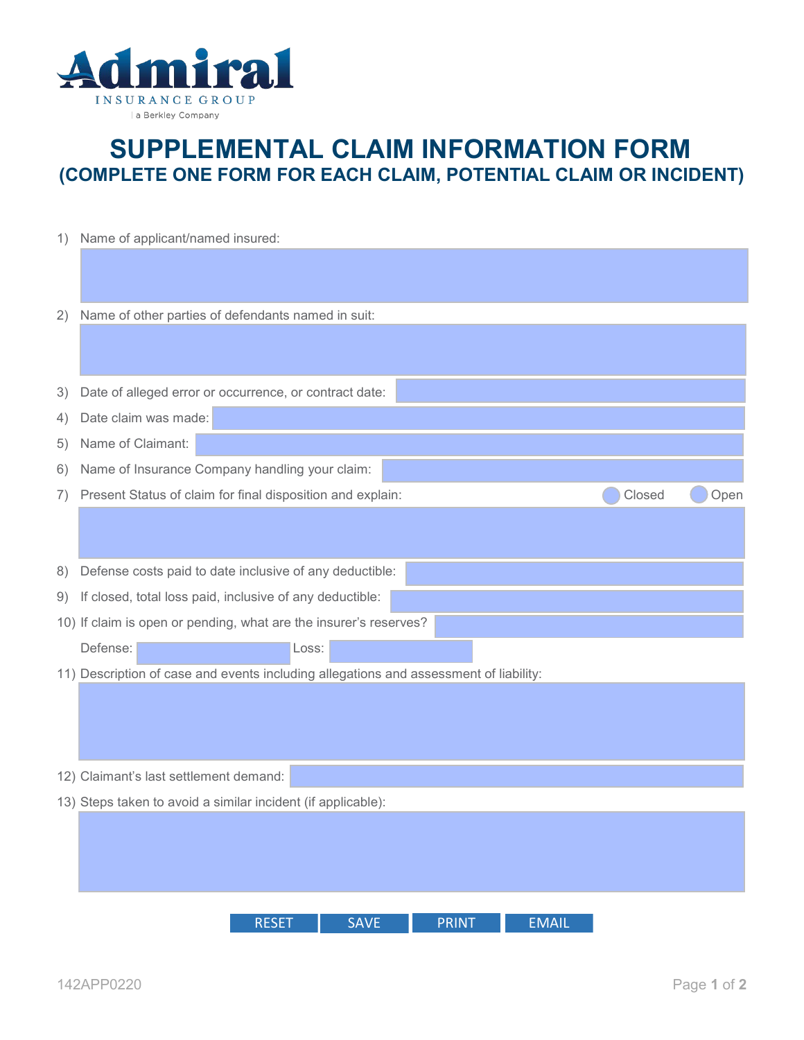Admiral

INSURANCE GROUP

a Berkley Company

# SUPPLEMENTAL CLAIM INFORMATION FORM

## (COMPLETE ONE FORM FOR EACH CLAIM, POTENTIAL CLAIM OR INCIDENT)

1) Name of applicant/named insured:

2) Name of other parties of defendants named in suit:

3) Date of alleged error or occurrence, or contract date:

4) Date claim was made:

5) Name of Claimant:

6) Name of Insurance Company handling your claim:

7) Present Status of claim for final disposition and explain: ◯ Closed ◯ Open

8) Defense costs paid to date inclusive of any deductible:

9) If closed, total loss paid, inclusive of any deductible:

10) If claim is open or pending, what are the insurer's reserves?

Defense: Loss:

11) Description of case and events including allegations and assessment of liability:

12) Claimant's last settlement demand:

13) Steps taken to avoid a similar incident (if applicable):

RESET SAVE PRINT EMAIL

142APP0220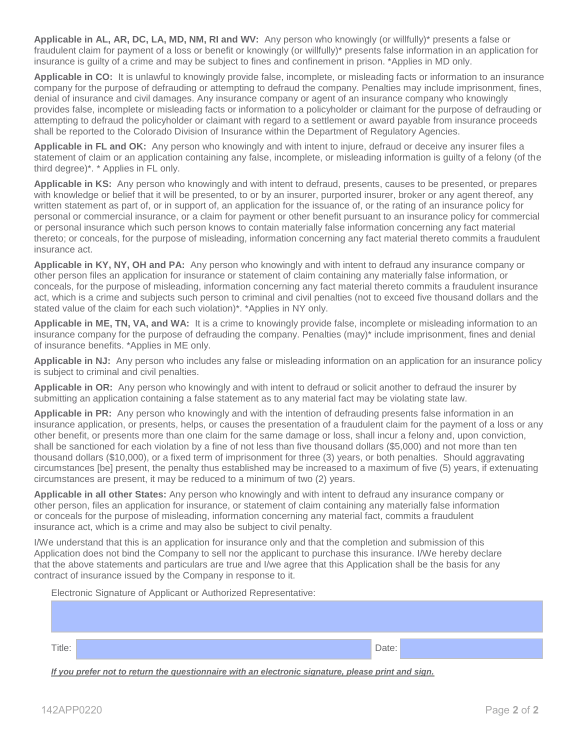**Applicable in AL, AR, DC, LA, MD, NM, RI and WV:** Any person who knowingly (or willfully)* presents a false or fraudulent claim for payment of a loss or benefit or knowingly (or willfully)* presents false information in an application for insurance is guilty of a crime and may be subject to fines and confinement in prison. *Applies in MD only.

**Applicable in CO:** It is unlawful to knowingly provide false, incomplete, or misleading facts or information to an insurance company for the purpose of defrauding or attempting to defraud the company. Penalties may include imprisonment, fines, denial of insurance and civil damages. Any insurance company or agent of an insurance company who knowingly provides false, incomplete or misleading facts or information to a policyholder or claimant for the purpose of defrauding or attempting to defraud the policyholder or claimant with regard to a settlement or award payable from insurance proceeds shall be reported to the Colorado Division of Insurance within the Department of Regulatory Agencies.

**Applicable in FL and OK:** Any person who knowingly and with intent to injure, defraud or deceive any insurer files a statement of claim or an application containing any false, incomplete, or misleading information is guilty of a felony (of the third degree)*. * Applies in FL only.

**Applicable in KS:** Any person who knowingly and with intent to defraud, presents, causes to be presented, or prepares with knowledge or belief that it will be presented, to or by an insurer, purported insurer, broker or any agent thereof, any written statement as part of, or in support of, an application for the issuance of, or the rating of an insurance policy for personal or commercial insurance, or a claim for payment or other benefit pursuant to an insurance policy for commercial or personal insurance which such person knows to contain materially false information concerning any fact material thereto; or conceals, for the purpose of misleading, information concerning any fact material thereto commits a fraudulent insurance act.

**Applicable in KY, NY, OH and PA:** Any person who knowingly and with intent to defraud any insurance company or other person files an application for insurance or statement of claim containing any materially false information, or conceals, for the purpose of misleading, information concerning any fact material thereto commits a fraudulent insurance act, which is a crime and subjects such person to criminal and civil penalties (not to exceed five thousand dollars and the stated value of the claim for each such violation)*. *Applies in NY only.

**Applicable in ME, TN, VA, and WA:** It is a crime to knowingly provide false, incomplete or misleading information to an insurance company for the purpose of defrauding the company. Penalties (may)* include imprisonment, fines and denial of insurance benefits. *Applies in ME only.

**Applicable in NJ:** Any person who includes any false or misleading information on an application for an insurance policy is subject to criminal and civil penalties.

**Applicable in OR:** Any person who knowingly and with intent to defraud or solicit another to defraud the insurer by submitting an application containing a false statement as to any material fact may be violating state law.

**Applicable in PR:** Any person who knowingly and with the intention of defrauding presents false information in an insurance application, or presents, helps, or causes the presentation of a fraudulent claim for the payment of a loss or any other benefit, or presents more than one claim for the same damage or loss, shall incur a felony and, upon conviction, shall be sanctioned for each violation by a fine of not less than five thousand dollars ($5,000) and not more than ten thousand dollars ($10,000), or a fixed term of imprisonment for three (3) years, or both penalties. Should aggravating circumstances [be] present, the penalty thus established may be increased to a maximum of five (5) years, if extenuating circumstances are present, it may be reduced to a minimum of two (2) years.

**Applicable in all other States:** Any person who knowingly and with intent to defraud any insurance company or other person, files an application for insurance, or statement of claim containing any materially false information or conceals for the purpose of misleading, information concerning any material fact, commits a fraudulent insurance act, which is a crime and may also be subject to civil penalty.

I/We understand that this is an application for insurance only and that the completion and submission of this Application does not bind the Company to sell nor the applicant to purchase this insurance. I/We hereby declare that the above statements and particulars are true and I/we agree that this Application shall be the basis for any contract of insurance issued by the Company in response to it.

Electronic Signature of Applicant or Authorized Representative:

Title: Date:

***If you prefer not to return the questionnaire with an electronic signature, please print and sign.***

142APP0220